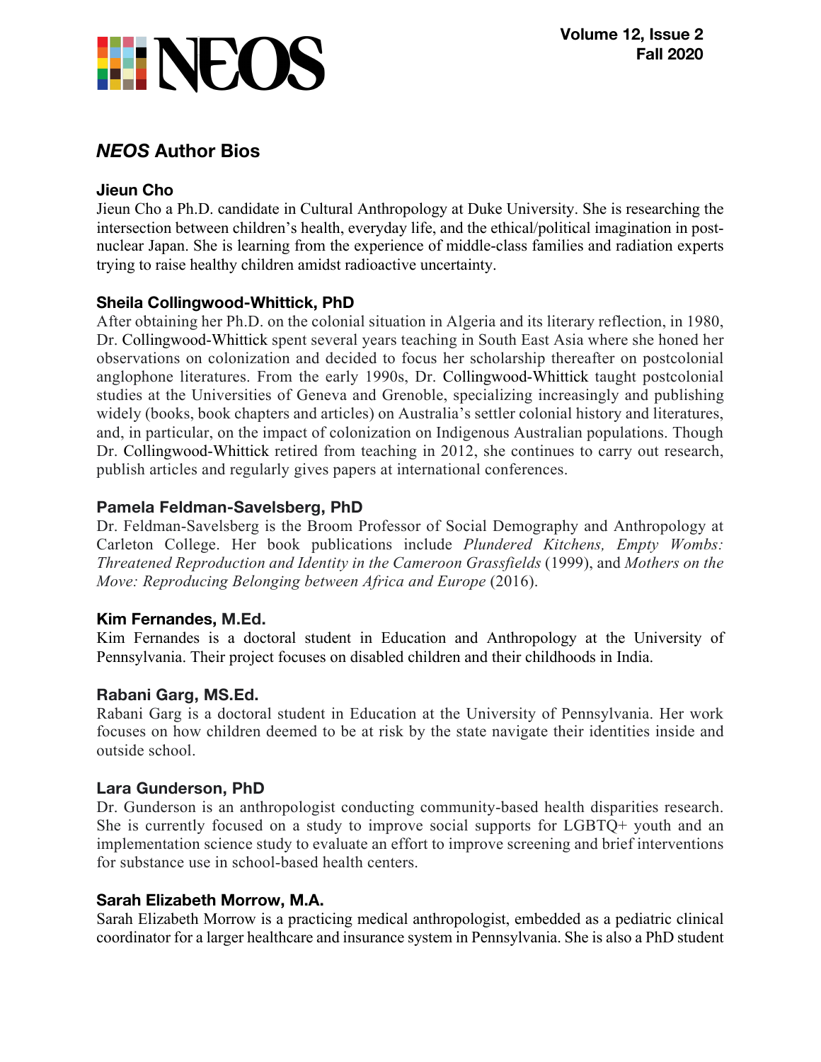## *NEOS* Author Bios

### Jieun Cho

Jieun Cho a Ph.D. candidate in Cultural Anthropology at Duke University. She is researching the intersection between children's health, everyday life, and the ethical/political imagination in post-nuclear Japan. She is learning from the experience of middle-class families and radiation experts trying to raise healthy children amidst radioactive uncertainty.

### Sheila Collingwood-Whittick, PhD

After obtaining her Ph.D. on the colonial situation in Algeria and its literary reflection, in 1980, Dr. Collingwood-Whittick spent several years teaching in South East Asia where she honed her observations on colonization and decided to focus her scholarship thereafter on postcolonial anglophone literatures. From the early 1990s, Dr. Collingwood-Whittick taught postcolonial studies at the Universities of Geneva and Grenoble, specializing increasingly and publishing widely (books, book chapters and articles) on Australia's settler colonial history and literatures, and, in particular, on the impact of colonization on Indigenous Australian populations. Though Dr. Collingwood-Whittick retired from teaching in 2012, she continues to carry out research, publish articles and regularly gives papers at international conferences.

### Pamela Feldman-Savelsberg, PhD

Dr. Feldman-Savelsberg is the Broom Professor of Social Demography and Anthropology at Carleton College. Her book publications include *Plundered Kitchens, Empty Wombs: Threatened Reproduction and Identity in the Cameroon Grassfields* (1999), and *Mothers on the Move: Reproducing Belonging between Africa and Europe* (2016).

### Kim Fernandes, M.Ed.

Kim Fernandes is a doctoral student in Education and Anthropology at the University of Pennsylvania. Their project focuses on disabled children and their childhoods in India.

### Rabani Garg, MS.Ed.

Rabani Garg is a doctoral student in Education at the University of Pennsylvania. Her work focuses on how children deemed to be at risk by the state navigate their identities inside and outside school.

### Lara Gunderson, PhD

Dr. Gunderson is an anthropologist conducting community-based health disparities research. She is currently focused on a study to improve social supports for LGBTQ+ youth and an implementation science study to evaluate an effort to improve screening and brief interventions for substance use in school-based health centers.

### Sarah Elizabeth Morrow, M.A.

Sarah Elizabeth Morrow is a practicing medical anthropologist, embedded as a pediatric clinical coordinator for a larger healthcare and insurance system in Pennsylvania. She is also a PhD student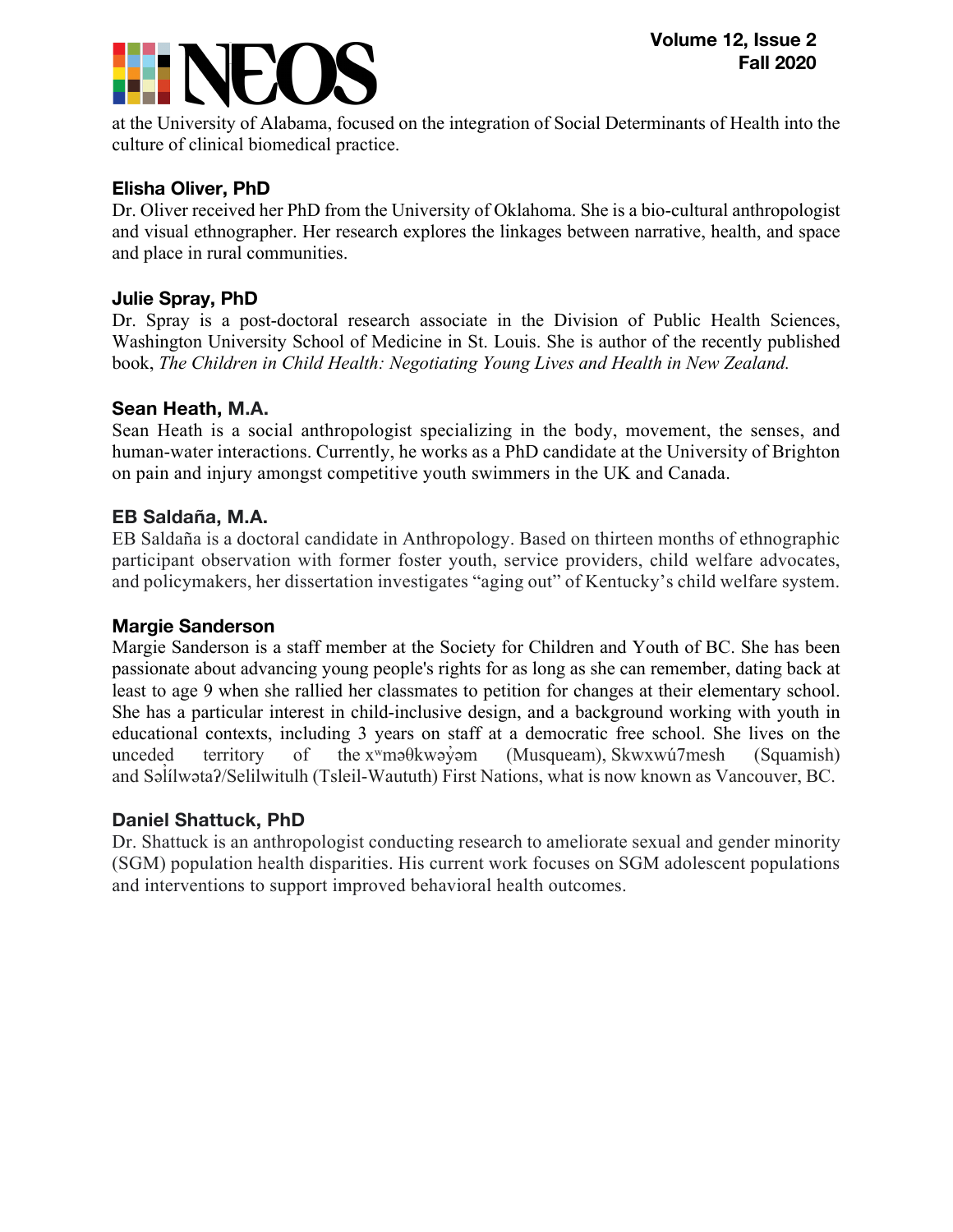at the University of Alabama, focused on the integration of Social Determinants of Health into the culture of clinical biomedical practice.

### Elisha Oliver, PhD

Dr. Oliver received her PhD from the University of Oklahoma. She is a bio-cultural anthropologist and visual ethnographer. Her research explores the linkages between narrative, health, and space and place in rural communities.

### Julie Spray, PhD

Dr. Spray is a post-doctoral research associate in the Division of Public Health Sciences, Washington University School of Medicine in St. Louis. She is author of the recently published book, *The Children in Child Health: Negotiating Young Lives and Health in New Zealand.*

### Sean Heath, M.A.

Sean Heath is a social anthropologist specializing in the body, movement, the senses, and human-water interactions. Currently, he works as a PhD candidate at the University of Brighton on pain and injury amongst competitive youth swimmers in the UK and Canada.

### EB Saldaña, M.A.

EB Saldaña is a doctoral candidate in Anthropology. Based on thirteen months of ethnographic participant observation with former foster youth, service providers, child welfare advocates, and policymakers, her dissertation investigates "aging out" of Kentucky's child welfare system.

### Margie Sanderson

Margie Sanderson is a staff member at the Society for Children and Youth of BC. She has been passionate about advancing young people's rights for as long as she can remember, dating back at least to age 9 when she rallied her classmates to petition for changes at their elementary school. She has a particular interest in child-inclusive design, and a background working with youth in educational contexts, including 3 years on staff at a democratic free school. She lives on the unceded territory of the xʷməθkwəy̓əm (Musqueam), Skwxwú7mesh (Squamish) and Səl̓ílwətaʔ/Selilwitulh (Tsleil-Waututh) First Nations, what is now known as Vancouver, BC.

### Daniel Shattuck, PhD

Dr. Shattuck is an anthropologist conducting research to ameliorate sexual and gender minority (SGM) population health disparities. His current work focuses on SGM adolescent populations and interventions to support improved behavioral health outcomes.